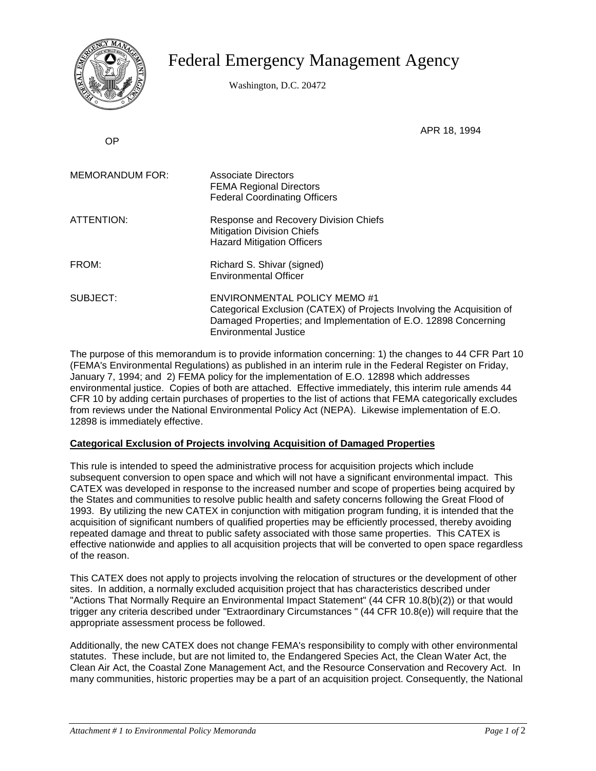# Federal Emergency Management Agency

Washington, D.C. 20472

APR 18, 1994

OP

MEMORANDUM FOR: Associate Directors
FEMA Regional Directors
Federal Coordinating Officers

ATTENTION: Response and Recovery Division Chiefs
Mitigation Division Chiefs
Hazard Mitigation Officers

FROM: Richard S. Shivar (signed)
Environmental Officer

SUBJECT: ENVIRONMENTAL POLICY MEMO #1
Categorical Exclusion (CATEX) of Projects Involving the Acquisition of Damaged Properties; and Implementation of E.O. 12898 Concerning Environmental Justice

The purpose of this memorandum is to provide information concerning: 1) the changes to 44 CFR Part 10 (FEMA's Environmental Regulations) as published in an interim rule in the Federal Register on Friday, January 7, 1994; and 2) FEMA policy for the implementation of E.O. 12898 which addresses environmental justice. Copies of both are attached. Effective immediately, this interim rule amends 44 CFR 10 by adding certain purchases of properties to the list of actions that FEMA categorically excludes from reviews under the National Environmental Policy Act (NEPA). Likewise implementation of E.O. 12898 is immediately effective.

**Categorical Exclusion of Projects involving Acquisition of Damaged Properties**

This rule is intended to speed the administrative process for acquisition projects which include subsequent conversion to open space and which will not have a significant environmental impact. This CATEX was developed in response to the increased number and scope of properties being acquired by the States and communities to resolve public health and safety concerns following the Great Flood of 1993. By utilizing the new CATEX in conjunction with mitigation program funding, it is intended that the acquisition of significant numbers of qualified properties may be efficiently processed, thereby avoiding repeated damage and threat to public safety associated with those same properties. This CATEX is effective nationwide and applies to all acquisition projects that will be converted to open space regardless of the reason.

This CATEX does not apply to projects involving the relocation of structures or the development of other sites. In addition, a normally excluded acquisition project that has characteristics described under "Actions That Normally Require an Environmental Impact Statement" (44 CFR 10.8(b)(2)) or that would trigger any criteria described under "Extraordinary Circumstances " (44 CFR 10.8(e)) will require that the appropriate assessment process be followed.

Additionally, the new CATEX does not change FEMA's responsibility to comply with other environmental statutes. These include, but are not limited to, the Endangered Species Act, the Clean Water Act, the Clean Air Act, the Coastal Zone Management Act, and the Resource Conservation and Recovery Act. In many communities, historic properties may be a part of an acquisition project. Consequently, the National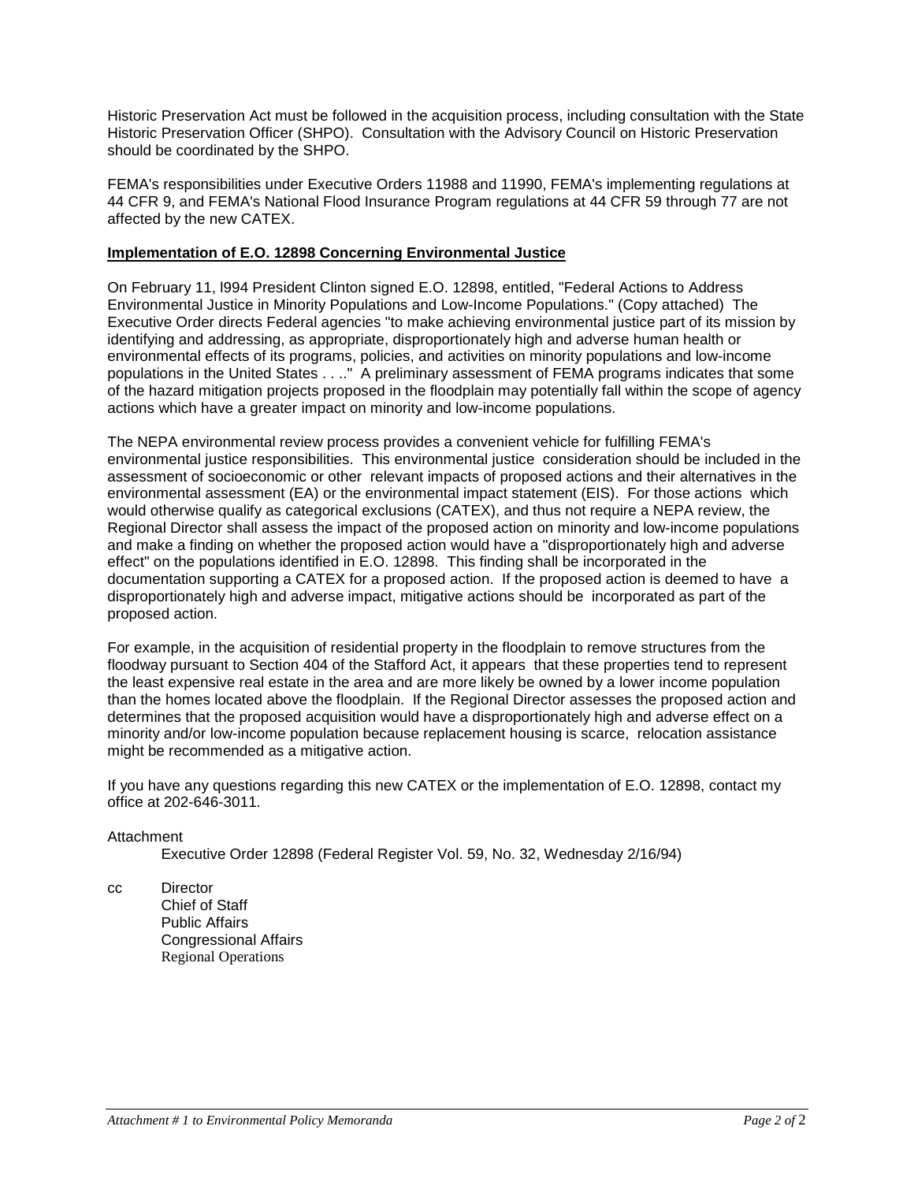Historic Preservation Act must be followed in the acquisition process, including consultation with the State Historic Preservation Officer (SHPO). Consultation with the Advisory Council on Historic Preservation should be coordinated by the SHPO.

FEMA's responsibilities under Executive Orders 11988 and 11990, FEMA's implementing regulations at 44 CFR 9, and FEMA's National Flood Insurance Program regulations at 44 CFR 59 through 77 are not affected by the new CATEX.

**Implementation of E.O. 12898 Concerning Environmental Justice**

On February 11, l994 President Clinton signed E.O. 12898, entitled, "Federal Actions to Address Environmental Justice in Minority Populations and Low-Income Populations." (Copy attached) The Executive Order directs Federal agencies "to make achieving environmental justice part of its mission by identifying and addressing, as appropriate, disproportionately high and adverse human health or environmental effects of its programs, policies, and activities on minority populations and low-income populations in the United States . . .." A preliminary assessment of FEMA programs indicates that some of the hazard mitigation projects proposed in the floodplain may potentially fall within the scope of agency actions which have a greater impact on minority and low-income populations.

The NEPA environmental review process provides a convenient vehicle for fulfilling FEMA's environmental justice responsibilities. This environmental justice consideration should be included in the assessment of socioeconomic or other relevant impacts of proposed actions and their alternatives in the environmental assessment (EA) or the environmental impact statement (EIS). For those actions which would otherwise qualify as categorical exclusions (CATEX), and thus not require a NEPA review, the Regional Director shall assess the impact of the proposed action on minority and low-income populations and make a finding on whether the proposed action would have a "disproportionately high and adverse effect" on the populations identified in E.O. 12898. This finding shall be incorporated in the documentation supporting a CATEX for a proposed action. If the proposed action is deemed to have a disproportionately high and adverse impact, mitigative actions should be incorporated as part of the proposed action.

For example, in the acquisition of residential property in the floodplain to remove structures from the floodway pursuant to Section 404 of the Stafford Act, it appears that these properties tend to represent the least expensive real estate in the area and are more likely be owned by a lower income population than the homes located above the floodplain. If the Regional Director assesses the proposed action and determines that the proposed acquisition would have a disproportionately high and adverse effect on a minority and/or low-income population because replacement housing is scarce, relocation assistance might be recommended as a mitigative action.

If you have any questions regarding this new CATEX or the implementation of E.O. 12898, contact my office at 202-646-3011.

Attachment

Executive Order 12898 (Federal Register Vol. 59, No. 32, Wednesday 2/16/94)

cc Director
Chief of Staff
Public Affairs
Congressional Affairs
Regional Operations